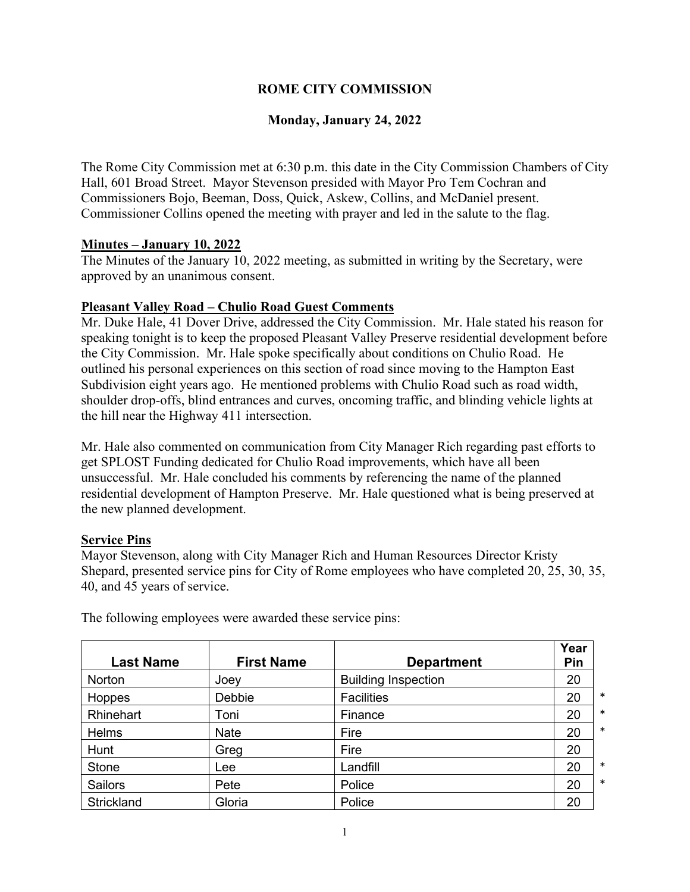# ROME CITY COMMISSION

## Monday, January 24, 2022

The Rome City Commission met at 6:30 p.m. this date in the City Commission Chambers of City Hall, 601 Broad Street. Mayor Stevenson presided with Mayor Pro Tem Cochran and Commissioners Bojo, Beeman, Doss, Quick, Askew, Collins, and McDaniel present. Commissioner Collins opened the meeting with prayer and led in the salute to the flag.

**Minutes – January 10, 2022**

The Minutes of the January 10, 2022 meeting, as submitted in writing by the Secretary, were approved by an unanimous consent.

**Pleasant Valley Road – Chulio Road Guest Comments**

Mr. Duke Hale, 41 Dover Drive, addressed the City Commission. Mr. Hale stated his reason for speaking tonight is to keep the proposed Pleasant Valley Preserve residential development before the City Commission. Mr. Hale spoke specifically about conditions on Chulio Road. He outlined his personal experiences on this section of road since moving to the Hampton East Subdivision eight years ago. He mentioned problems with Chulio Road such as road width, shoulder drop-offs, blind entrances and curves, oncoming traffic, and blinding vehicle lights at the hill near the Highway 411 intersection.

Mr. Hale also commented on communication from City Manager Rich regarding past efforts to get SPLOST Funding dedicated for Chulio Road improvements, which have all been unsuccessful. Mr. Hale concluded his comments by referencing the name of the planned residential development of Hampton Preserve. Mr. Hale questioned what is being preserved at the new planned development.

**Service Pins**

Mayor Stevenson, along with City Manager Rich and Human Resources Director Kristy Shepard, presented service pins for City of Rome employees who have completed 20, 25, 30, 35, 40, and 45 years of service.

The following employees were awarded these service pins:

| Last Name | First Name | Department | Year Pin | |
|---|---|---|---|---|
| Norton | Joey | Building Inspection | 20 | |
| Hoppes | Debbie | Facilities | 20 | * |
| Rhinehart | Toni | Finance | 20 | * |
| Helms | Nate | Fire | 20 | * |
| Hunt | Greg | Fire | 20 | |
| Stone | Lee | Landfill | 20 | * |
| Sailors | Pete | Police | 20 | * |
| Strickland | Gloria | Police | 20 | |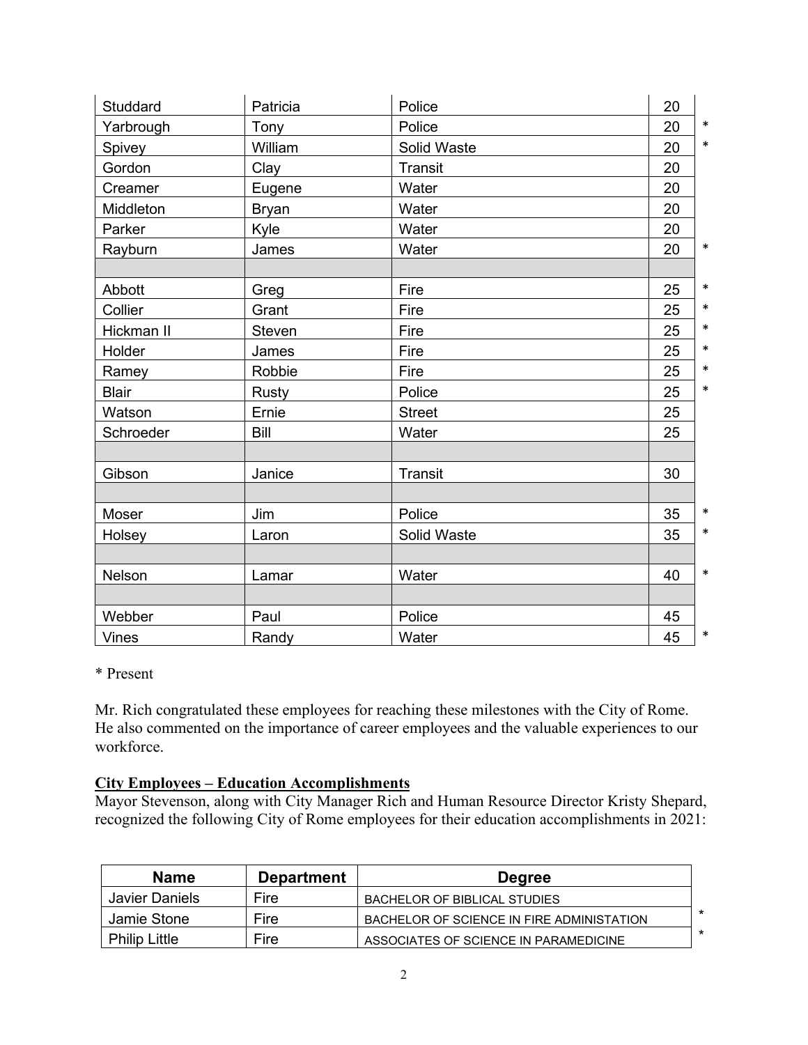| | | | | |
|---|---|---|---|---|
| Studdard | Patricia | Police | 20 | |
| Yarbrough | Tony | Police | 20 | * |
| Spivey | William | Solid Waste | 20 | * |
| Gordon | Clay | Transit | 20 | |
| Creamer | Eugene | Water | 20 | |
| Middleton | Bryan | Water | 20 | |
| Parker | Kyle | Water | 20 | |
| Rayburn | James | Water | 20 | * |
| | | | | |
| Abbott | Greg | Fire | 25 | * |
| Collier | Grant | Fire | 25 | * |
| Hickman II | Steven | Fire | 25 | * |
| Holder | James | Fire | 25 | * |
| Ramey | Robbie | Fire | 25 | * |
| Blair | Rusty | Police | 25 | * |
| Watson | Ernie | Street | 25 | |
| Schroeder | Bill | Water | 25 | |
| | | | | |
| Gibson | Janice | Transit | 30 | |
| | | | | |
| Moser | Jim | Police | 35 | * |
| Holsey | Laron | Solid Waste | 35 | * |
| | | | | |
| Nelson | Lamar | Water | 40 | * |
| | | | | |
| Webber | Paul | Police | 45 | |
| Vines | Randy | Water | 45 | * |

* Present

Mr. Rich congratulated these employees for reaching these milestones with the City of Rome. He also commented on the importance of career employees and the valuable experiences to our workforce.

**City Employees – Education Accomplishments**

Mayor Stevenson, along with City Manager Rich and Human Resource Director Kristy Shepard, recognized the following City of Rome employees for their education accomplishments in 2021:

| Name | Department | Degree | |
|---|---|---|---|
| Javier Daniels | Fire | BACHELOR OF BIBLICAL STUDIES | |
| Jamie Stone | Fire | BACHELOR OF SCIENCE IN FIRE ADMINISTATION | * |
| Philip Little | Fire | ASSOCIATES OF SCIENCE IN PARAMEDICINE | * |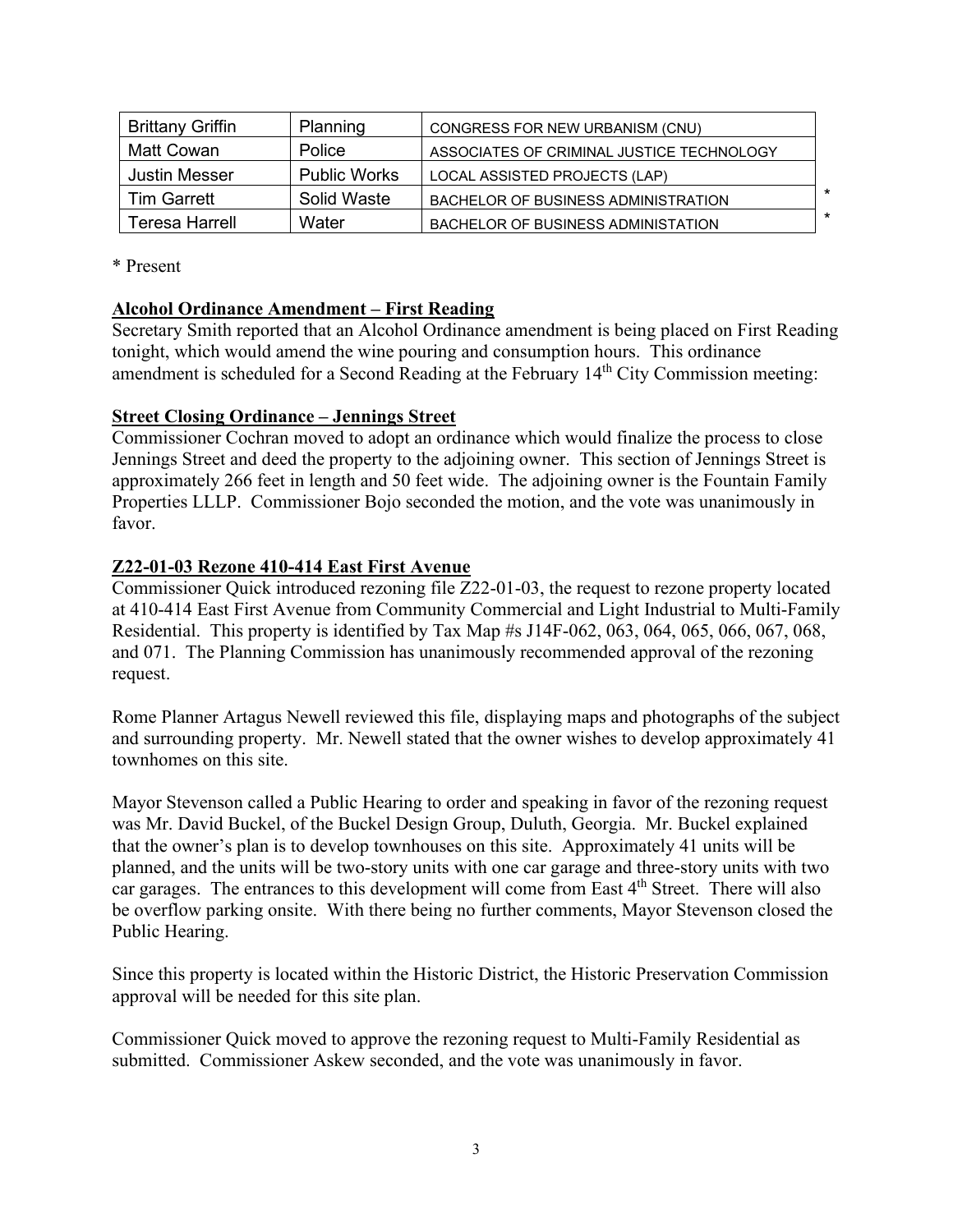| Brittany Griffin | Planning | CONGRESS FOR NEW URBANISM (CNU) | |
|---|---|---|---|
| Matt Cowan | Police | ASSOCIATES OF CRIMINAL JUSTICE TECHNOLOGY | |
| Justin Messer | Public Works | LOCAL ASSISTED PROJECTS (LAP) | |
| Tim Garrett | Solid Waste | BACHELOR OF BUSINESS ADMINISTRATION | * |
| Teresa Harrell | Water | BACHELOR OF BUSINESS ADMINISTATION | * |

* Present

**Alcohol Ordinance Amendment – First Reading**

Secretary Smith reported that an Alcohol Ordinance amendment is being placed on First Reading tonight, which would amend the wine pouring and consumption hours. This ordinance amendment is scheduled for a Second Reading at the February 14th City Commission meeting:

**Street Closing Ordinance – Jennings Street**

Commissioner Cochran moved to adopt an ordinance which would finalize the process to close Jennings Street and deed the property to the adjoining owner. This section of Jennings Street is approximately 266 feet in length and 50 feet wide. The adjoining owner is the Fountain Family Properties LLLP. Commissioner Bojo seconded the motion, and the vote was unanimously in favor.

**Z22-01-03 Rezone 410-414 East First Avenue**

Commissioner Quick introduced rezoning file Z22-01-03, the request to rezone property located at 410-414 East First Avenue from Community Commercial and Light Industrial to Multi-Family Residential. This property is identified by Tax Map #s J14F-062, 063, 064, 065, 066, 067, 068, and 071. The Planning Commission has unanimously recommended approval of the rezoning request.

Rome Planner Artagus Newell reviewed this file, displaying maps and photographs of the subject and surrounding property. Mr. Newell stated that the owner wishes to develop approximately 41 townhomes on this site.

Mayor Stevenson called a Public Hearing to order and speaking in favor of the rezoning request was Mr. David Buckel, of the Buckel Design Group, Duluth, Georgia. Mr. Buckel explained that the owner's plan is to develop townhouses on this site. Approximately 41 units will be planned, and the units will be two-story units with one car garage and three-story units with two car garages. The entrances to this development will come from East 4th Street. There will also be overflow parking onsite. With there being no further comments, Mayor Stevenson closed the Public Hearing.

Since this property is located within the Historic District, the Historic Preservation Commission approval will be needed for this site plan.

Commissioner Quick moved to approve the rezoning request to Multi-Family Residential as submitted. Commissioner Askew seconded, and the vote was unanimously in favor.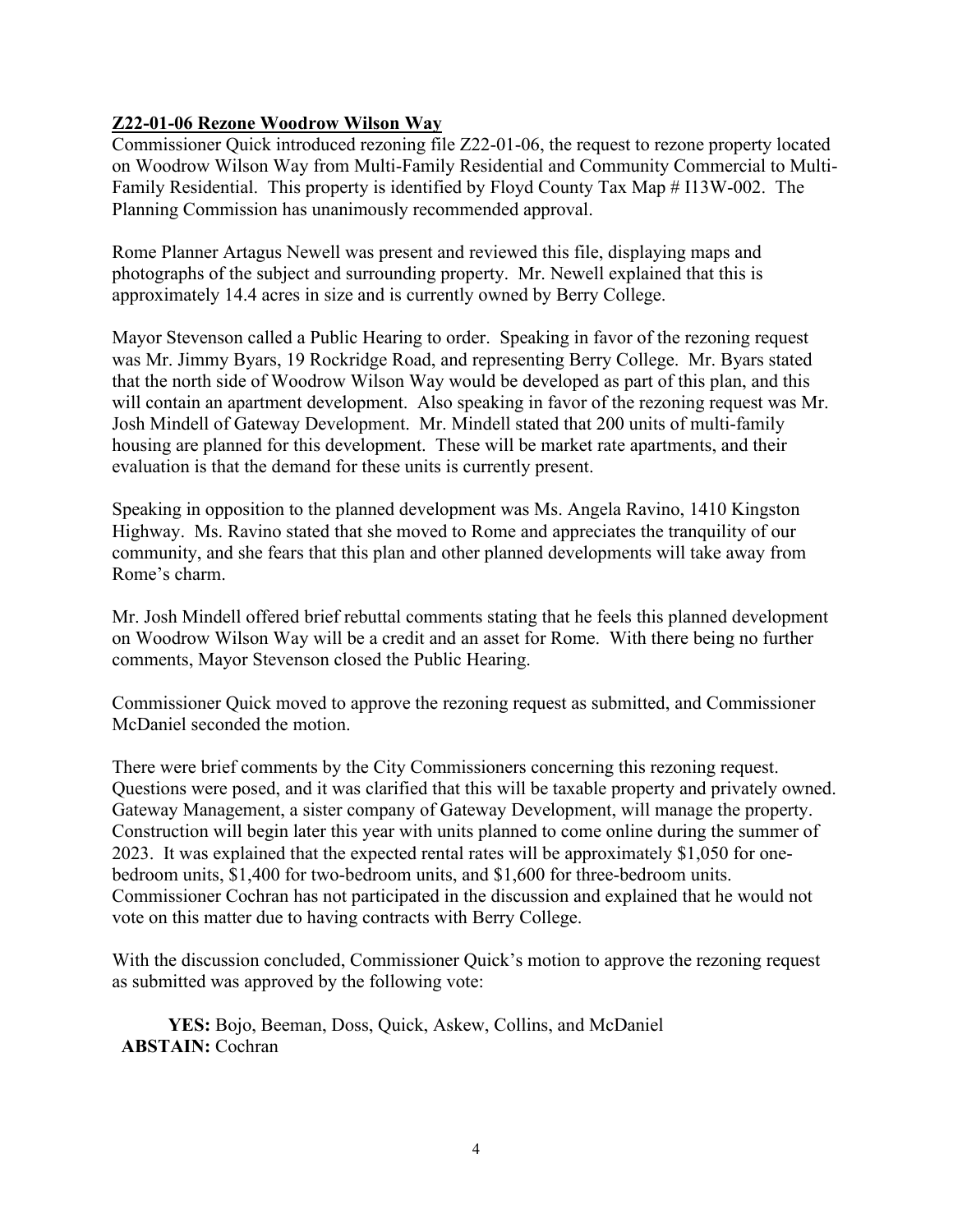**Z22-01-06 Rezone Woodrow Wilson Way**

Commissioner Quick introduced rezoning file Z22-01-06, the request to rezone property located on Woodrow Wilson Way from Multi-Family Residential and Community Commercial to Multi-Family Residential. This property is identified by Floyd County Tax Map # I13W-002. The Planning Commission has unanimously recommended approval.

Rome Planner Artagus Newell was present and reviewed this file, displaying maps and photographs of the subject and surrounding property. Mr. Newell explained that this is approximately 14.4 acres in size and is currently owned by Berry College.

Mayor Stevenson called a Public Hearing to order. Speaking in favor of the rezoning request was Mr. Jimmy Byars, 19 Rockridge Road, and representing Berry College. Mr. Byars stated that the north side of Woodrow Wilson Way would be developed as part of this plan, and this will contain an apartment development. Also speaking in favor of the rezoning request was Mr. Josh Mindell of Gateway Development. Mr. Mindell stated that 200 units of multi-family housing are planned for this development. These will be market rate apartments, and their evaluation is that the demand for these units is currently present.

Speaking in opposition to the planned development was Ms. Angela Ravino, 1410 Kingston Highway. Ms. Ravino stated that she moved to Rome and appreciates the tranquility of our community, and she fears that this plan and other planned developments will take away from Rome's charm.

Mr. Josh Mindell offered brief rebuttal comments stating that he feels this planned development on Woodrow Wilson Way will be a credit and an asset for Rome. With there being no further comments, Mayor Stevenson closed the Public Hearing.

Commissioner Quick moved to approve the rezoning request as submitted, and Commissioner McDaniel seconded the motion.

There were brief comments by the City Commissioners concerning this rezoning request. Questions were posed, and it was clarified that this will be taxable property and privately owned. Gateway Management, a sister company of Gateway Development, will manage the property. Construction will begin later this year with units planned to come online during the summer of 2023. It was explained that the expected rental rates will be approximately $1,050 for one-bedroom units, $1,400 for two-bedroom units, and $1,600 for three-bedroom units. Commissioner Cochran has not participated in the discussion and explained that he would not vote on this matter due to having contracts with Berry College.

With the discussion concluded, Commissioner Quick's motion to approve the rezoning request as submitted was approved by the following vote:

**YES:** Bojo, Beeman, Doss, Quick, Askew, Collins, and McDaniel
**ABSTAIN:** Cochran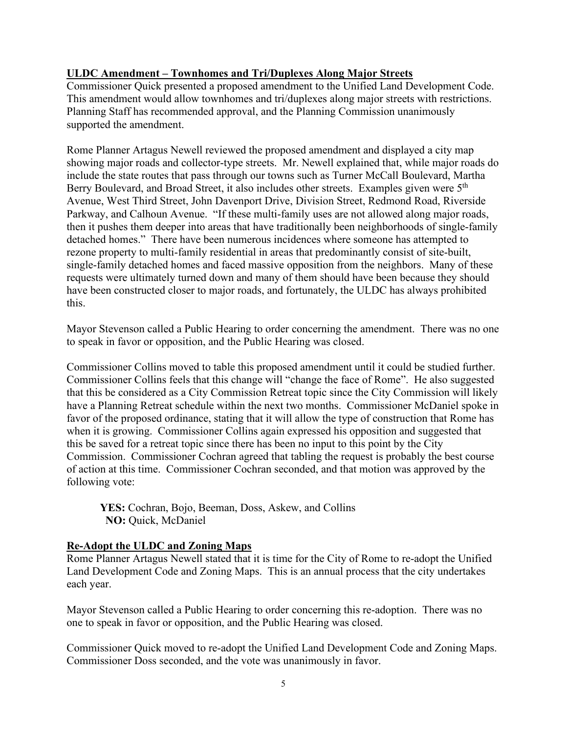**ULDC Amendment – Townhomes and Tri/Duplexes Along Major Streets**

Commissioner Quick presented a proposed amendment to the Unified Land Development Code. This amendment would allow townhomes and tri/duplexes along major streets with restrictions. Planning Staff has recommended approval, and the Planning Commission unanimously supported the amendment.

Rome Planner Artagus Newell reviewed the proposed amendment and displayed a city map showing major roads and collector-type streets. Mr. Newell explained that, while major roads do include the state routes that pass through our towns such as Turner McCall Boulevard, Martha Berry Boulevard, and Broad Street, it also includes other streets. Examples given were 5th Avenue, West Third Street, John Davenport Drive, Division Street, Redmond Road, Riverside Parkway, and Calhoun Avenue. "If these multi-family uses are not allowed along major roads, then it pushes them deeper into areas that have traditionally been neighborhoods of single-family detached homes." There have been numerous incidences where someone has attempted to rezone property to multi-family residential in areas that predominantly consist of site-built, single-family detached homes and faced massive opposition from the neighbors. Many of these requests were ultimately turned down and many of them should have been because they should have been constructed closer to major roads, and fortunately, the ULDC has always prohibited this.

Mayor Stevenson called a Public Hearing to order concerning the amendment. There was no one to speak in favor or opposition, and the Public Hearing was closed.

Commissioner Collins moved to table this proposed amendment until it could be studied further. Commissioner Collins feels that this change will "change the face of Rome". He also suggested that this be considered as a City Commission Retreat topic since the City Commission will likely have a Planning Retreat schedule within the next two months. Commissioner McDaniel spoke in favor of the proposed ordinance, stating that it will allow the type of construction that Rome has when it is growing. Commissioner Collins again expressed his opposition and suggested that this be saved for a retreat topic since there has been no input to this point by the City Commission. Commissioner Cochran agreed that tabling the request is probably the best course of action at this time. Commissioner Cochran seconded, and that motion was approved by the following vote:

**YES:** Cochran, Bojo, Beeman, Doss, Askew, and Collins
**NO:** Quick, McDaniel

**Re-Adopt the ULDC and Zoning Maps**

Rome Planner Artagus Newell stated that it is time for the City of Rome to re-adopt the Unified Land Development Code and Zoning Maps. This is an annual process that the city undertakes each year.

Mayor Stevenson called a Public Hearing to order concerning this re-adoption. There was no one to speak in favor or opposition, and the Public Hearing was closed.

Commissioner Quick moved to re-adopt the Unified Land Development Code and Zoning Maps. Commissioner Doss seconded, and the vote was unanimously in favor.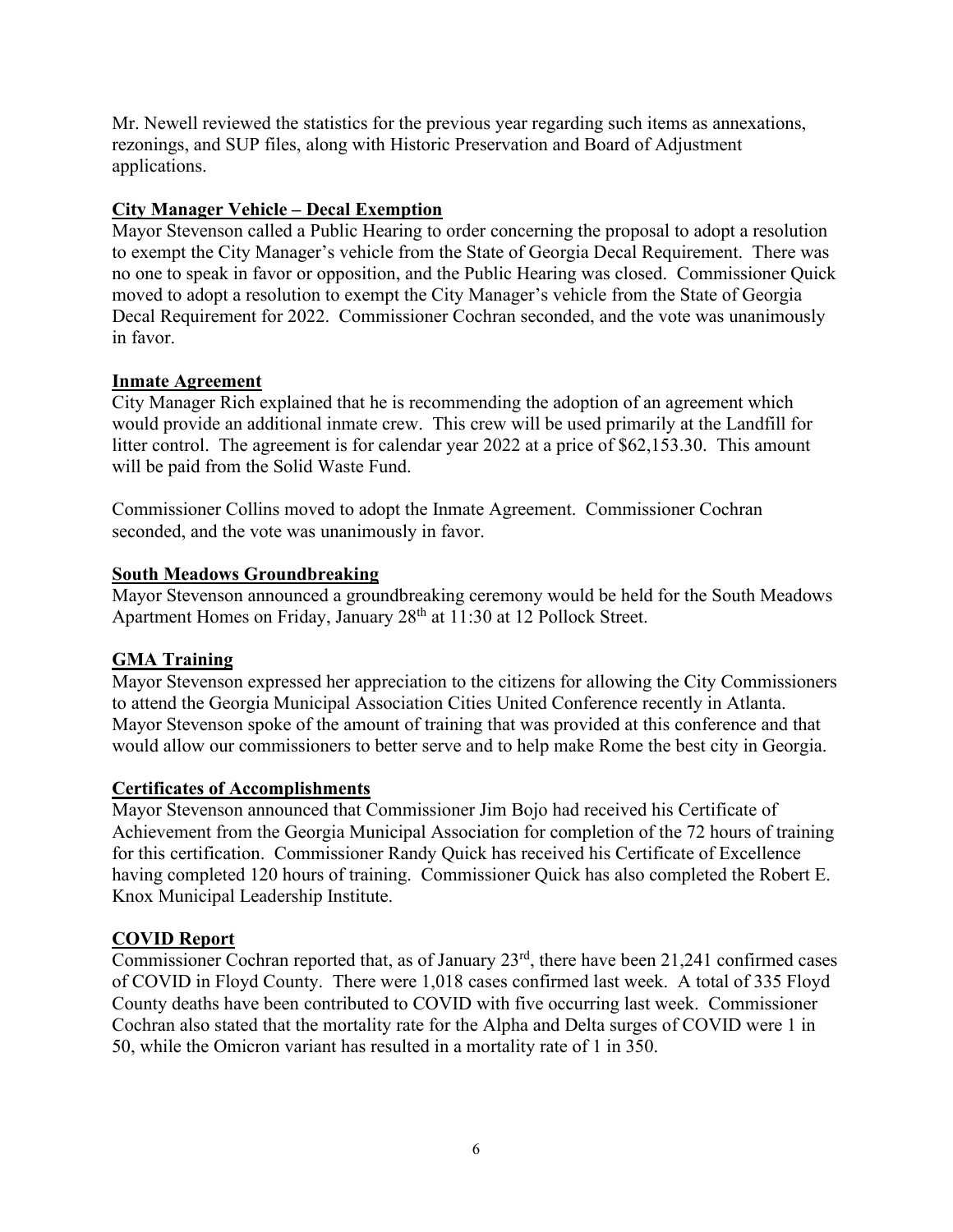Mr. Newell reviewed the statistics for the previous year regarding such items as annexations, rezonings, and SUP files, along with Historic Preservation and Board of Adjustment applications.

**City Manager Vehicle – Decal Exemption**

Mayor Stevenson called a Public Hearing to order concerning the proposal to adopt a resolution to exempt the City Manager's vehicle from the State of Georgia Decal Requirement. There was no one to speak in favor or opposition, and the Public Hearing was closed. Commissioner Quick moved to adopt a resolution to exempt the City Manager's vehicle from the State of Georgia Decal Requirement for 2022. Commissioner Cochran seconded, and the vote was unanimously in favor.

**Inmate Agreement**

City Manager Rich explained that he is recommending the adoption of an agreement which would provide an additional inmate crew. This crew will be used primarily at the Landfill for litter control. The agreement is for calendar year 2022 at a price of $62,153.30. This amount will be paid from the Solid Waste Fund.

Commissioner Collins moved to adopt the Inmate Agreement. Commissioner Cochran seconded, and the vote was unanimously in favor.

**South Meadows Groundbreaking**

Mayor Stevenson announced a groundbreaking ceremony would be held for the South Meadows Apartment Homes on Friday, January 28th at 11:30 at 12 Pollock Street.

**GMA Training**

Mayor Stevenson expressed her appreciation to the citizens for allowing the City Commissioners to attend the Georgia Municipal Association Cities United Conference recently in Atlanta. Mayor Stevenson spoke of the amount of training that was provided at this conference and that would allow our commissioners to better serve and to help make Rome the best city in Georgia.

**Certificates of Accomplishments**

Mayor Stevenson announced that Commissioner Jim Bojo had received his Certificate of Achievement from the Georgia Municipal Association for completion of the 72 hours of training for this certification. Commissioner Randy Quick has received his Certificate of Excellence having completed 120 hours of training. Commissioner Quick has also completed the Robert E. Knox Municipal Leadership Institute.

**COVID Report**

Commissioner Cochran reported that, as of January 23rd, there have been 21,241 confirmed cases of COVID in Floyd County. There were 1,018 cases confirmed last week. A total of 335 Floyd County deaths have been contributed to COVID with five occurring last week. Commissioner Cochran also stated that the mortality rate for the Alpha and Delta surges of COVID were 1 in 50, while the Omicron variant has resulted in a mortality rate of 1 in 350.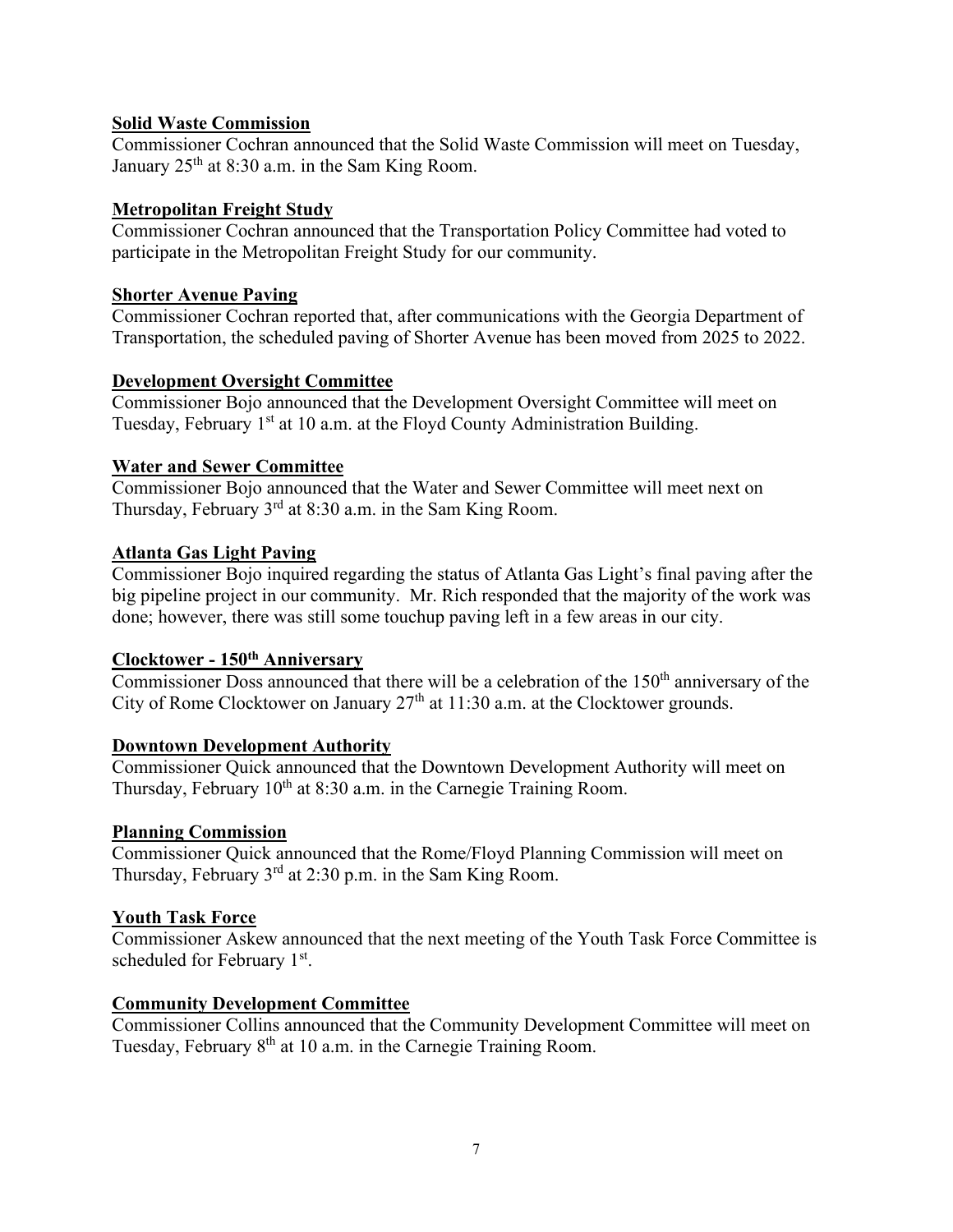**Solid Waste Commission**

Commissioner Cochran announced that the Solid Waste Commission will meet on Tuesday, January 25th at 8:30 a.m. in the Sam King Room.

**Metropolitan Freight Study**

Commissioner Cochran announced that the Transportation Policy Committee had voted to participate in the Metropolitan Freight Study for our community.

**Shorter Avenue Paving**

Commissioner Cochran reported that, after communications with the Georgia Department of Transportation, the scheduled paving of Shorter Avenue has been moved from 2025 to 2022.

**Development Oversight Committee**

Commissioner Bojo announced that the Development Oversight Committee will meet on Tuesday, February 1st at 10 a.m. at the Floyd County Administration Building.

**Water and Sewer Committee**

Commissioner Bojo announced that the Water and Sewer Committee will meet next on Thursday, February 3rd at 8:30 a.m. in the Sam King Room.

**Atlanta Gas Light Paving**

Commissioner Bojo inquired regarding the status of Atlanta Gas Light's final paving after the big pipeline project in our community. Mr. Rich responded that the majority of the work was done; however, there was still some touchup paving left in a few areas in our city.

**Clocktower - 150th Anniversary**

Commissioner Doss announced that there will be a celebration of the 150th anniversary of the City of Rome Clocktower on January 27th at 11:30 a.m. at the Clocktower grounds.

**Downtown Development Authority**

Commissioner Quick announced that the Downtown Development Authority will meet on Thursday, February 10th at 8:30 a.m. in the Carnegie Training Room.

**Planning Commission**

Commissioner Quick announced that the Rome/Floyd Planning Commission will meet on Thursday, February 3rd at 2:30 p.m. in the Sam King Room.

**Youth Task Force**

Commissioner Askew announced that the next meeting of the Youth Task Force Committee is scheduled for February 1st.

**Community Development Committee**

Commissioner Collins announced that the Community Development Committee will meet on Tuesday, February 8th at 10 a.m. in the Carnegie Training Room.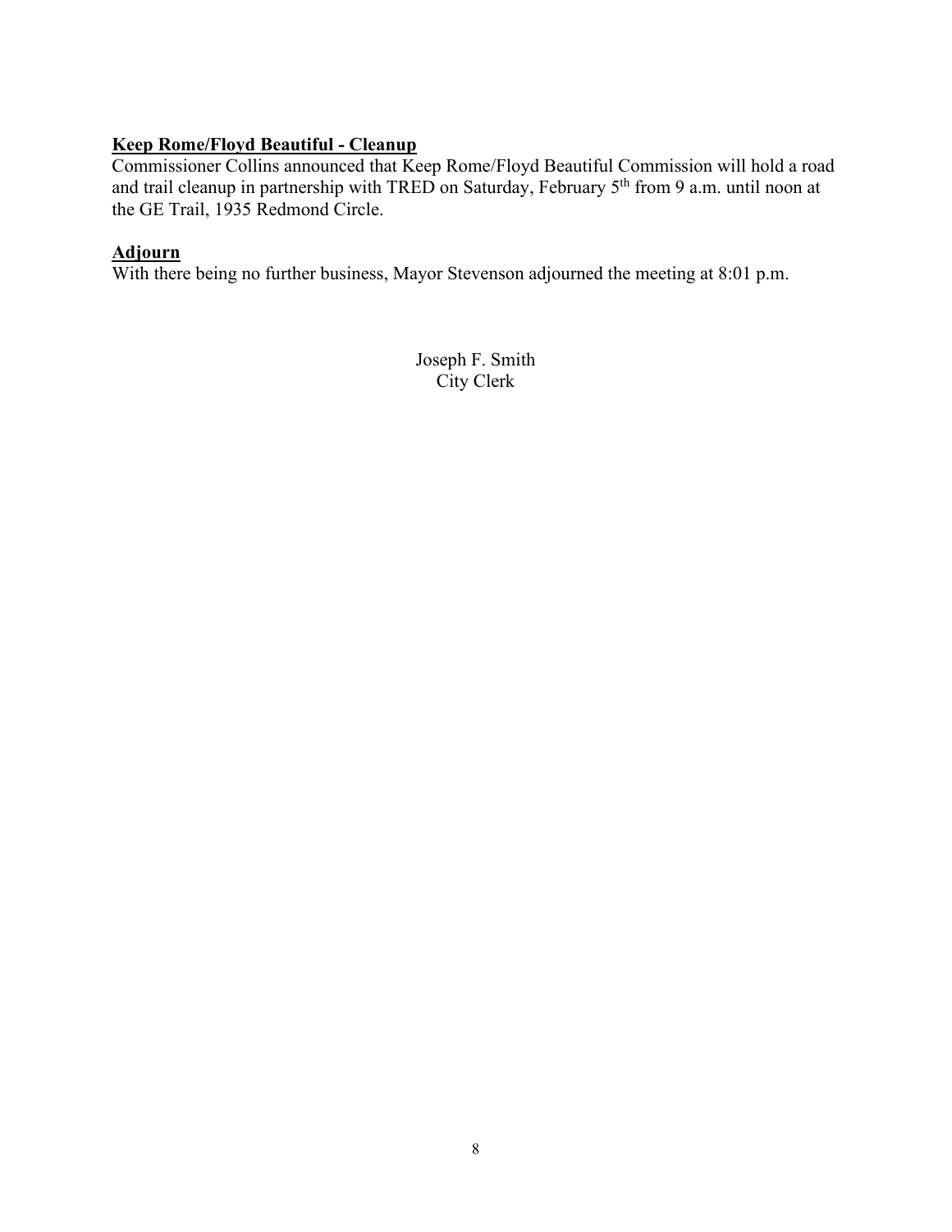**Keep Rome/Floyd Beautiful - Cleanup**

Commissioner Collins announced that Keep Rome/Floyd Beautiful Commission will hold a road and trail cleanup in partnership with TRED on Saturday, February 5th from 9 a.m. until noon at the GE Trail, 1935 Redmond Circle.

**Adjourn**

With there being no further business, Mayor Stevenson adjourned the meeting at 8:01 p.m.

Joseph F. Smith
City Clerk